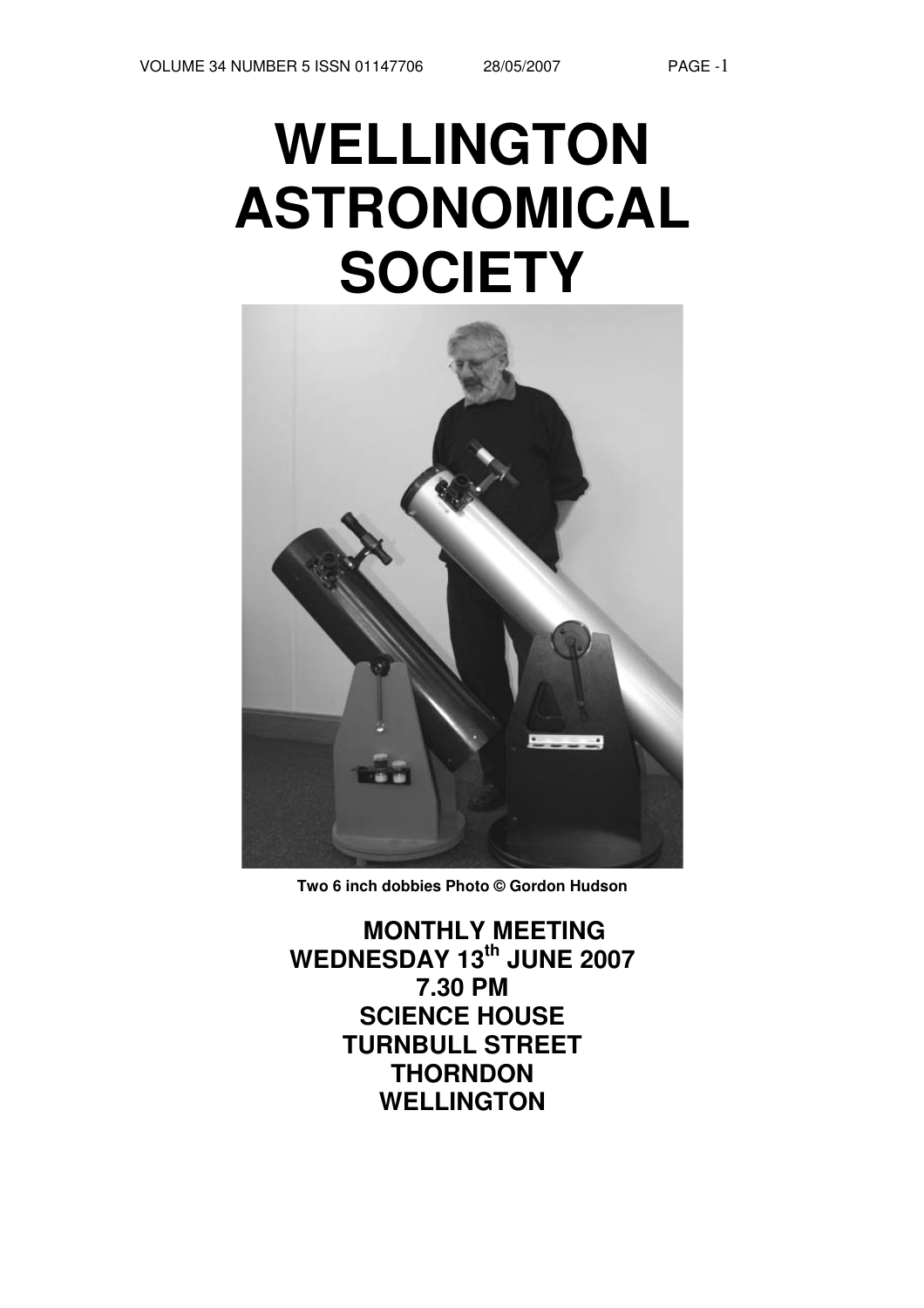# WELLINGTON ASTRONOMICAL SOCIETY

**Two 6 inch dobbies Photo © Gordon Hudson**

**MONTHLY MEETING**
**WEDNESDAY 13th JUNE 2007**
**7.30 PM**
**SCIENCE HOUSE**
**TURNBULL STREET**
**THORNDON**
**WELLINGTON**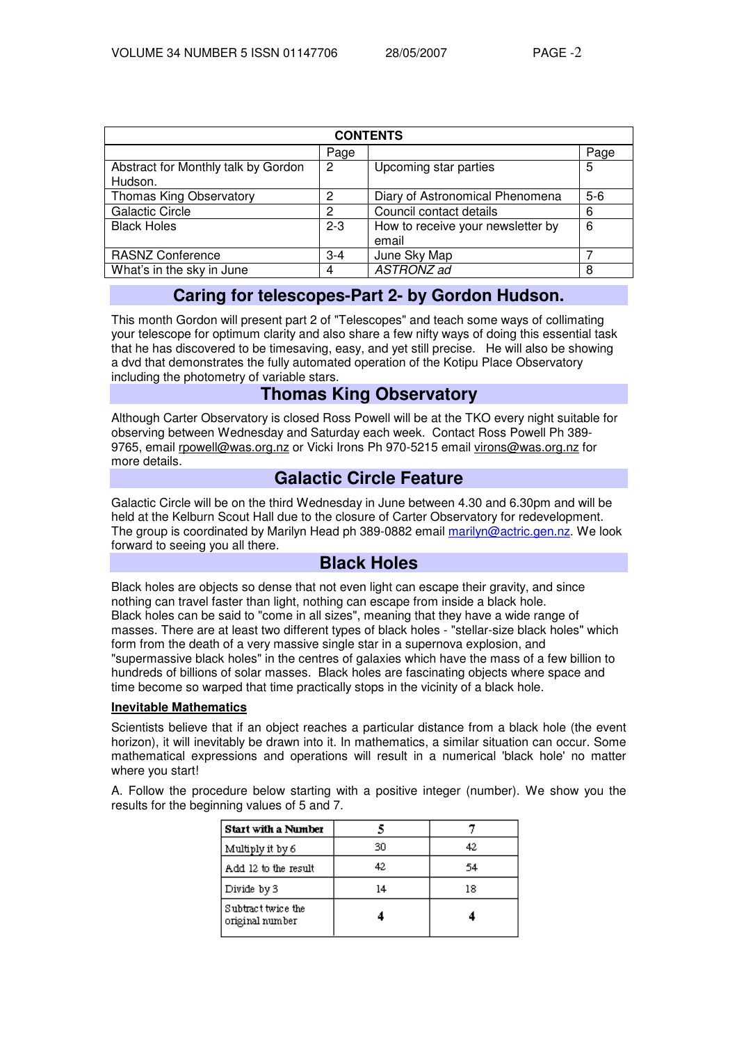| CONTENTS | | | |
|---|---|---|---|
| | Page | | Page |
| Abstract for Monthly talk by Gordon Hudson. | 2 | Upcoming star parties | 5 |
| Thomas King Observatory | 2 | Diary of Astronomical Phenomena | 5-6 |
| Galactic Circle | 2 | Council contact details | 6 |
| Black Holes | 2-3 | How to receive your newsletter by email | 6 |
| RASNZ Conference | 3-4 | June Sky Map | 7 |
| What's in the sky in June | 4 | *ASTRONZ ad* | 8 |

## Caring for telescopes-Part 2- by Gordon Hudson.

This month Gordon will present part 2 of "Telescopes" and teach some ways of collimating your telescope for optimum clarity and also share a few nifty ways of doing this essential task that he has discovered to be timesaving, easy, and yet still precise. He will also be showing a dvd that demonstrates the fully automated operation of the Kotipu Place Observatory including the photometry of variable stars.

## Thomas King Observatory

Although Carter Observatory is closed Ross Powell will be at the TKO every night suitable for observing between Wednesday and Saturday each week. Contact Ross Powell Ph 389-9765, email rpowell@was.org.nz or Vicki Irons Ph 970-5215 email virons@was.org.nz for more details.

## Galactic Circle Feature

Galactic Circle will be on the third Wednesday in June between 4.30 and 6.30pm and will be held at the Kelburn Scout Hall due to the closure of Carter Observatory for redevelopment. The group is coordinated by Marilyn Head ph 389-0882 email marilyn@actric.gen.nz. We look forward to seeing you all there.

## Black Holes

Black holes are objects so dense that not even light can escape their gravity, and since nothing can travel faster than light, nothing can escape from inside a black hole.
Black holes can be said to "come in all sizes", meaning that they have a wide range of masses. There are at least two different types of black holes - "stellar-size black holes" which form from the death of a very massive single star in a supernova explosion, and "supermassive black holes" in the centres of galaxies which have the mass of a few billion to hundreds of billions of solar masses. Black holes are fascinating objects where space and time become so warped that time practically stops in the vicinity of a black hole.

**Inevitable Mathematics**

Scientists believe that if an object reaches a particular distance from a black hole (the event horizon), it will inevitably be drawn into it. In mathematics, a similar situation can occur. Some mathematical expressions and operations will result in a numerical 'black hole' no matter where you start!

A. Follow the procedure below starting with a positive integer (number). We show you the results for the beginning values of 5 and 7.

| **Start with a Number** | **5** | **7** |
|---|---|---|
| Multiply it by 6 | 30 | 42 |
| Add 12 to the result | 42 | 54 |
| Divide by 3 | 14 | 18 |
| Subtract twice the original number | **4** | **4** |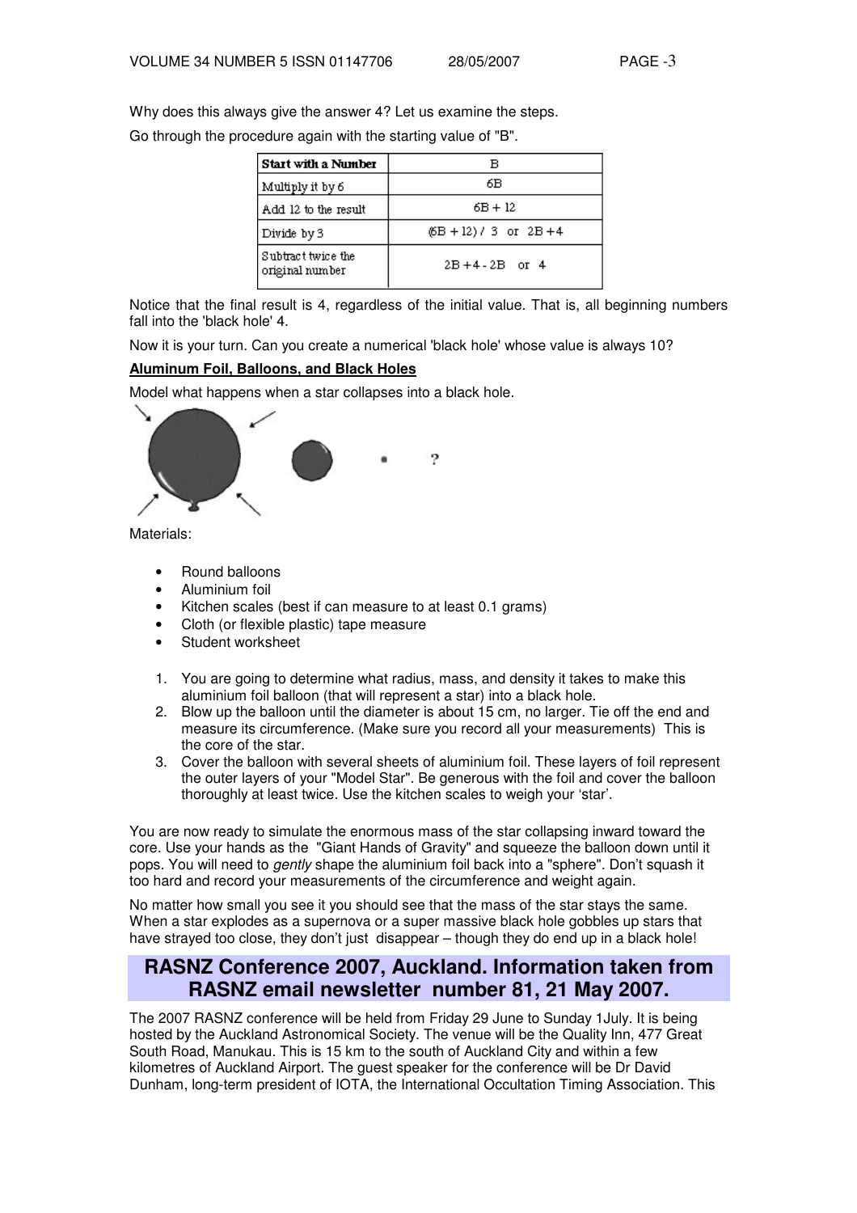Why does this always give the answer 4? Let us examine the steps.

Go through the procedure again with the starting value of "B".

| Start with a Number | B |
|---|---|
| Multiply it by 6 | 6B |
| Add 12 to the result | 6B + 12 |
| Divide by 3 | (6B + 12) / 3 or 2B + 4 |
| Subtract twice the original number | 2B + 4 - 2B or 4 |

Notice that the final result is 4, regardless of the initial value. That is, all beginning numbers fall into the 'black hole' 4.

Now it is your turn. Can you create a numerical 'black hole' whose value is always 10?

**Aluminum Foil, Balloons, and Black Holes**

Model what happens when a star collapses into a black hole.

?

Materials:

- Round balloons
- Aluminium foil
- Kitchen scales (best if can measure to at least 0.1 grams)
- Cloth (or flexible plastic) tape measure
- Student worksheet

1. You are going to determine what radius, mass, and density it takes to make this aluminium foil balloon (that will represent a star) into a black hole.
2. Blow up the balloon until the diameter is about 15 cm, no larger. Tie off the end and measure its circumference. (Make sure you record all your measurements) This is the core of the star.
3. Cover the balloon with several sheets of aluminium foil. These layers of foil represent the outer layers of your "Model Star". Be generous with the foil and cover the balloon thoroughly at least twice. Use the kitchen scales to weigh your 'star'.

You are now ready to simulate the enormous mass of the star collapsing inward toward the core. Use your hands as the "Giant Hands of Gravity" and squeeze the balloon down until it pops. You will need to *gently* shape the aluminium foil back into a "sphere". Don't squash it too hard and record your measurements of the circumference and weight again.

No matter how small you see it you should see that the mass of the star stays the same. When a star explodes as a supernova or a super massive black hole gobbles up stars that have strayed too close, they don't just disappear – though they do end up in a black hole!

## RASNZ Conference 2007, Auckland. Information taken from RASNZ email newsletter number 81, 21 May 2007.

The 2007 RASNZ conference will be held from Friday 29 June to Sunday 1July. It is being hosted by the Auckland Astronomical Society. The venue will be the Quality Inn, 477 Great South Road, Manukau. This is 15 km to the south of Auckland City and within a few kilometres of Auckland Airport. The guest speaker for the conference will be Dr David Dunham, long-term president of IOTA, the International Occultation Timing Association. This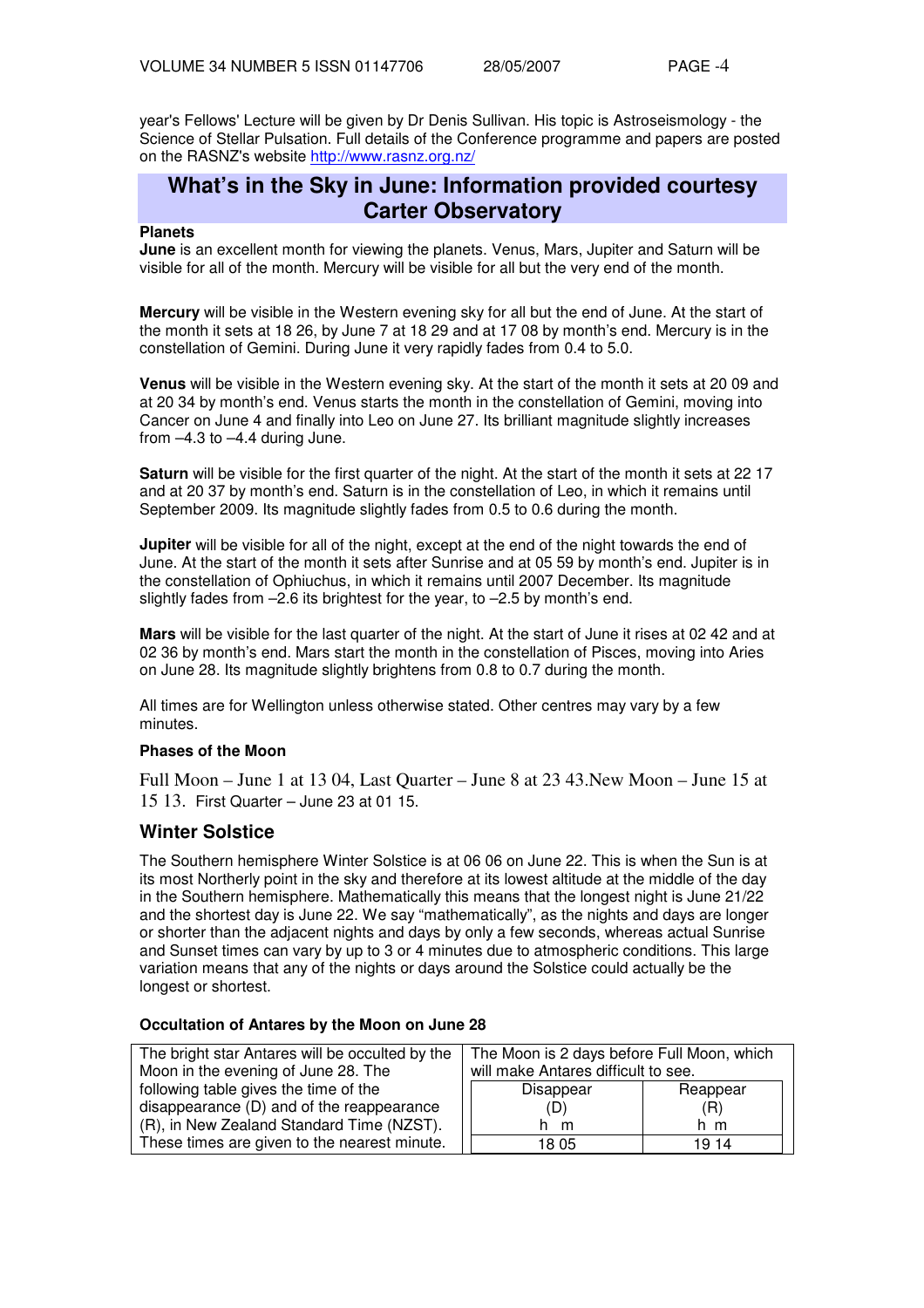year's Fellows' Lecture will be given by Dr Denis Sullivan. His topic is Astroseismology - the Science of Stellar Pulsation. Full details of the Conference programme and papers are posted on the RASNZ's website http://www.rasnz.org.nz/

## What's in the Sky in June: Information provided courtesy Carter Observatory

**Planets**

**June** is an excellent month for viewing the planets. Venus, Mars, Jupiter and Saturn will be visible for all of the month. Mercury will be visible for all but the very end of the month.

**Mercury** will be visible in the Western evening sky for all but the end of June. At the start of the month it sets at 18 26, by June 7 at 18 29 and at 17 08 by month's end. Mercury is in the constellation of Gemini. During June it very rapidly fades from 0.4 to 5.0.

**Venus** will be visible in the Western evening sky. At the start of the month it sets at 20 09 and at 20 34 by month's end. Venus starts the month in the constellation of Gemini, moving into Cancer on June 4 and finally into Leo on June 27. Its brilliant magnitude slightly increases from –4.3 to –4.4 during June.

**Saturn** will be visible for the first quarter of the night. At the start of the month it sets at 22 17 and at 20 37 by month's end. Saturn is in the constellation of Leo, in which it remains until September 2009. Its magnitude slightly fades from 0.5 to 0.6 during the month.

**Jupiter** will be visible for all of the night, except at the end of the night towards the end of June. At the start of the month it sets after Sunrise and at 05 59 by month's end. Jupiter is in the constellation of Ophiuchus, in which it remains until 2007 December. Its magnitude slightly fades from –2.6 its brightest for the year, to –2.5 by month's end.

**Mars** will be visible for the last quarter of the night. At the start of June it rises at 02 42 and at 02 36 by month's end. Mars start the month in the constellation of Pisces, moving into Aries on June 28. Its magnitude slightly brightens from 0.8 to 0.7 during the month.

All times are for Wellington unless otherwise stated. Other centres may vary by a few minutes.

**Phases of the Moon**

Full Moon – June 1 at 13 04, Last Quarter – June 8 at 23 43.New Moon – June 15 at 15 13. First Quarter – June 23 at 01 15.

### Winter Solstice

The Southern hemisphere Winter Solstice is at 06 06 on June 22. This is when the Sun is at its most Northerly point in the sky and therefore at its lowest altitude at the middle of the day in the Southern hemisphere. Mathematically this means that the longest night is June 21/22 and the shortest day is June 22. We say "mathematically", as the nights and days are longer or shorter than the adjacent nights and days by only a few seconds, whereas actual Sunrise and Sunset times can vary by up to 3 or 4 minutes due to atmospheric conditions. This large variation means that any of the nights or days around the Solstice could actually be the longest or shortest.

**Occultation of Antares by the Moon on June 28**

The bright star Antares will be occulted by the Moon in the evening of June 28. The following table gives the time of the disappearance (D) and of the reappearance (R), in New Zealand Standard Time (NZST). These times are given to the nearest minute.

The Moon is 2 days before Full Moon, which will make Antares difficult to see.

| Disappear (D) h m | Reappear (R) h m |
|---|---|
| 18 05 | 19 14 |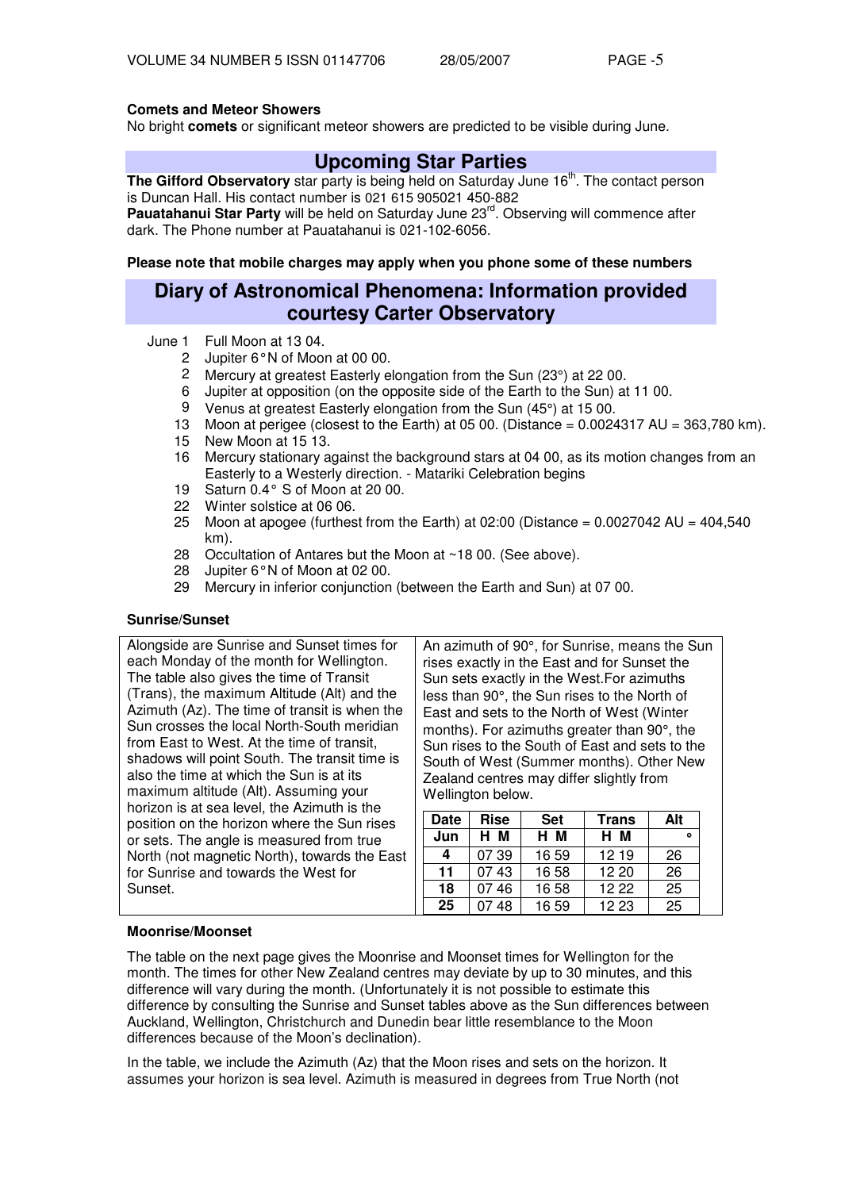### Comets and Meteor Showers

No bright **comets** or significant meteor showers are predicted to be visible during June.

## Upcoming Star Parties

**The Gifford Observatory** star party is being held on Saturday June 16th. The contact person is Duncan Hall. His contact number is 021 615 905021 450-882

**Pauatahanui Star Party** will be held on Saturday June 23rd. Observing will commence after dark. The Phone number at Pauatahanui is 021-102-6056.

**Please note that mobile charges may apply when you phone some of these numbers**

## Diary of Astronomical Phenomena: Information provided courtesy Carter Observatory

- June 1 Full Moon at 13 04.
- 2 Jupiter 6°N of Moon at 00 00.
- 2 Mercury at greatest Easterly elongation from the Sun (23°) at 22 00.
- 6 Jupiter at opposition (on the opposite side of the Earth to the Sun) at 11 00.
- 9 Venus at greatest Easterly elongation from the Sun (45°) at 15 00.
- 13 Moon at perigee (closest to the Earth) at 05 00. (Distance = 0.0024317 AU = 363,780 km).
- 15 New Moon at 15 13.
- 16 Mercury stationary against the background stars at 04 00, as its motion changes from an Easterly to a Westerly direction. - Matariki Celebration begins
- 19 Saturn 0.4° S of Moon at 20 00.
- 22 Winter solstice at 06 06.
- 25 Moon at apogee (furthest from the Earth) at 02:00 (Distance = 0.0027042 AU = 404,540 km).
- 28 Occultation of Antares but the Moon at ~18 00. (See above).
- 28 Jupiter 6°N of Moon at 02 00.
- 29 Mercury in inferior conjunction (between the Earth and Sun) at 07 00.

### Sunrise/Sunset

Alongside are Sunrise and Sunset times for each Monday of the month for Wellington. The table also gives the time of Transit (Trans), the maximum Altitude (Alt) and the Azimuth (Az). The time of transit is when the Sun crosses the local North-South meridian from East to West. At the time of transit, shadows will point South. The transit time is also the time at which the Sun is at its maximum altitude (Alt). Assuming your horizon is at sea level, the Azimuth is the position on the horizon where the Sun rises or sets. The angle is measured from true North (not magnetic North), towards the East for Sunrise and towards the West for Sunset.

An azimuth of 90°, for Sunrise, means the Sun rises exactly in the East and for Sunset the Sun sets exactly in the West.For azimuths less than 90°, the Sun rises to the North of East and sets to the North of West (Winter months). For azimuths greater than 90°, the Sun rises to the South of East and sets to the South of West (Summer months). Other New Zealand centres may differ slightly from Wellington below.

| Date | Rise | Set | Trans | Alt |
|---|---|---|---|---|
| Jun | H M | H M | H M | ° |
| 4 | 07 39 | 16 59 | 12 19 | 26 |
| 11 | 07 43 | 16 58 | 12 20 | 26 |
| 18 | 07 46 | 16 58 | 12 22 | 25 |
| 25 | 07 48 | 16 59 | 12 23 | 25 |

### Moonrise/Moonset

The table on the next page gives the Moonrise and Moonset times for Wellington for the month. The times for other New Zealand centres may deviate by up to 30 minutes, and this difference will vary during the month. (Unfortunately it is not possible to estimate this difference by consulting the Sunrise and Sunset tables above as the Sun differences between Auckland, Wellington, Christchurch and Dunedin bear little resemblance to the Moon differences because of the Moon's declination).

In the table, we include the Azimuth (Az) that the Moon rises and sets on the horizon. It assumes your horizon is sea level. Azimuth is measured in degrees from True North (not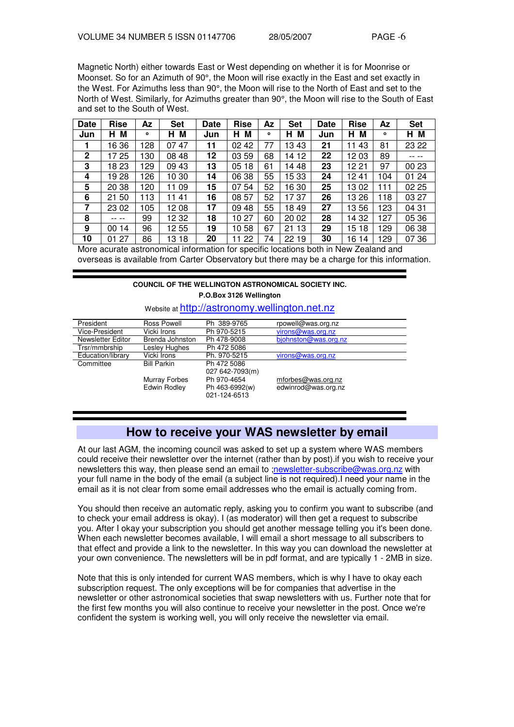Magnetic North) either towards East or West depending on whether it is for Moonrise or Moonset. So for an Azimuth of 90°, the Moon will rise exactly in the East and set exactly in the West. For Azimuths less than 90°, the Moon will rise to the North of East and set to the North of West. Similarly, for Azimuths greater than 90°, the Moon will rise to the South of East and set to the South of West.

| Date | Rise | Az | Set | Date | Rise | Az | Set | Date | Rise | Az | Set |
|---|---|---|---|---|---|---|---|---|---|---|---|
| Jun | H M | ° | H M | Jun | H M | ° | H M | Jun | H M | ° | H M |
| 1 | 16 36 | 128 | 07 47 | 11 | 02 42 | 77 | 13 43 | 21 | 11 43 | 81 | 23 22 |
| 2 | 17 25 | 130 | 08 48 | 12 | 03 59 | 68 | 14 12 | 22 | 12 03 | 89 | -- -- |
| 3 | 18 23 | 129 | 09 43 | 13 | 05 18 | 61 | 14 48 | 23 | 12 21 | 97 | 00 23 |
| 4 | 19 28 | 126 | 10 30 | 14 | 06 38 | 55 | 15 33 | 24 | 12 41 | 104 | 01 24 |
| 5 | 20 38 | 120 | 11 09 | 15 | 07 54 | 52 | 16 30 | 25 | 13 02 | 111 | 02 25 |
| 6 | 21 50 | 113 | 11 41 | 16 | 08 57 | 52 | 17 37 | 26 | 13 26 | 118 | 03 27 |
| 7 | 23 02 | 105 | 12 08 | 17 | 09 48 | 55 | 18 49 | 27 | 13 56 | 123 | 04 31 |
| 8 | -- -- | 99 | 12 32 | 18 | 10 27 | 60 | 20 02 | 28 | 14 32 | 127 | 05 36 |
| 9 | 00 14 | 96 | 12 55 | 19 | 10 58 | 67 | 21 13 | 29 | 15 18 | 129 | 06 38 |
| 10 | 01 27 | 86 | 13 18 | 20 | 11 22 | 74 | 22 19 | 30 | 16 14 | 129 | 07 36 |

More acurate astronomical information for specific locations both in New Zealand and overseas is available from Carter Observatory but there may be a charge for this information.

---

**COUNCIL OF THE WELLINGTON ASTRONOMICAL SOCIETY INC.**

**P.O.Box 3126 Wellington**

Website at http://astronomy.wellington.net.nz

| | | | |
|---|---|---|---|
| President | Ross Powell | Ph 389-9765 | rpowell@was.org.nz |
| Vice-President | Vicki Irons | Ph 970-5215 | virons@was.org.nz |
| Newsletter Editor | Brenda Johnston | Ph 478-9008 | bjohnston@was.org.nz |
| Trsr/mmbrship | Lesley Hughes | Ph 472 5086 | |
| Education/library | Vicki Irons | Ph. 970-5215 | virons@was.org.nz |
| Committee | Bill Parkin | Ph 472 5086<br>027 642-7093(m) | |
| | Murray Forbes | Ph 970-4654 | mforbes@was.org.nz |
| | Edwin Rodley | Ph 463-6992(w)<br>021-124-6513 | edwinrod@was.org.nz |

---

## How to receive your WAS newsletter by email

At our last AGM, the incoming council was asked to set up a system where WAS members could receive their newsletter over the internet (rather than by post).if you wish to receive your newsletters this way, then please send an email to ;newsletter-subscribe@was.org.nz with your full name in the body of the email (a subject line is not required).I need your name in the email as it is not clear from some email addresses who the email is actually coming from.

You should then receive an automatic reply, asking you to confirm you want to subscribe (and to check your email address is okay). I (as moderator) will then get a request to subscribe you. After I okay your subscription you should get another message telling you it's been done. When each newsletter becomes available, I will email a short message to all subscribers to that effect and provide a link to the newsletter. In this way you can download the newsletter at your own convenience. The newsletters will be in pdf format, and are typically 1 - 2MB in size.

Note that this is only intended for current WAS members, which is why I have to okay each subscription request. The only exceptions will be for companies that advertise in the newsletter or other astronomical societies that swap newsletters with us. Further note that for the first few months you will also continue to receive your newsletter in the post. Once we're confident the system is working well, you will only receive the newsletter via email.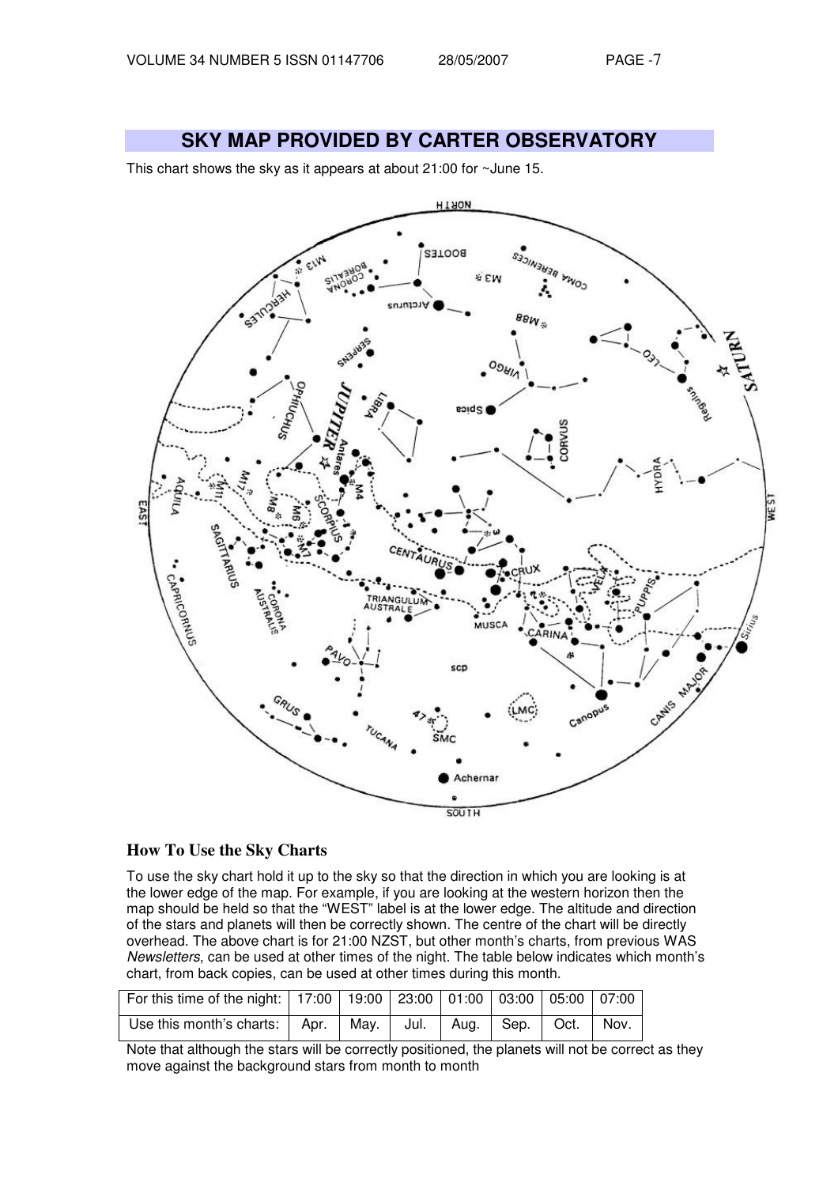## SKY MAP PROVIDED BY CARTER OBSERVATORY

This chart shows the sky as it appears at about 21:00 for ~June 15.

### How To Use the Sky Charts

To use the sky chart hold it up to the sky so that the direction in which you are looking is at the lower edge of the map. For example, if you are looking at the western horizon then the map should be held so that the "WEST" label is at the lower edge. The altitude and direction of the stars and planets will then be correctly shown. The centre of the chart will be directly overhead. The above chart is for 21:00 NZST, but other month's charts, from previous WAS *Newsletters*, can be used at other times of the night. The table below indicates which month's chart, from back copies, can be used at other times during this month.

| For this time of the night: | 17:00 | 19:00 | 23:00 | 01:00 | 03:00 | 05:00 | 07:00 |
|---|---|---|---|---|---|---|---|
| Use this month's charts: | Apr. | May. | Jul. | Aug. | Sep. | Oct. | Nov. |

Note that although the stars will be correctly positioned, the planets will not be correct as they move against the background stars from month to month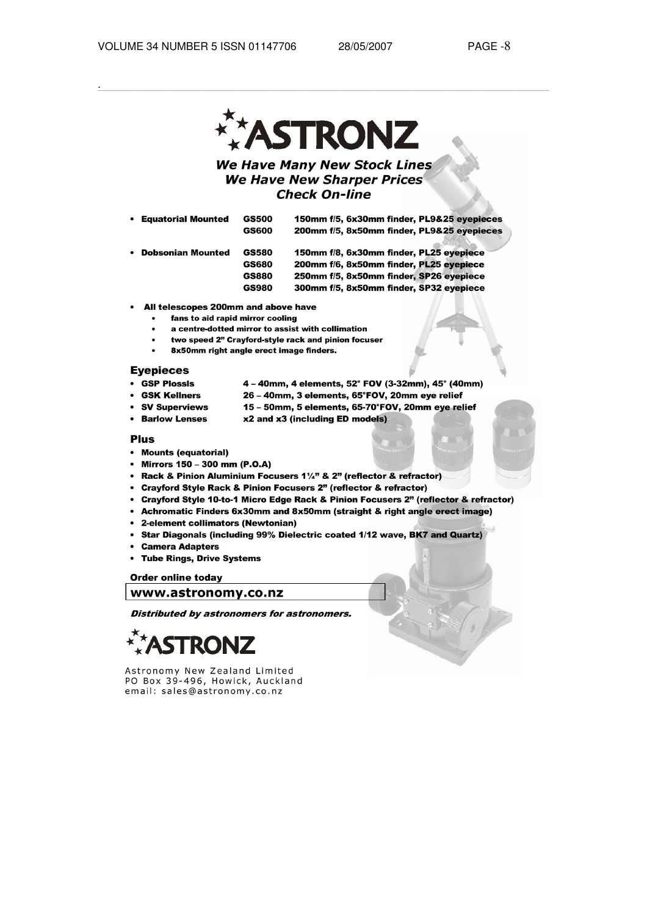# ASTRONZ

***We Have Many New Stock Lines***
***We Have New Sharper Prices***
***Check On-line***

| | | |
|---|---|---|
| • **Equatorial Mounted** | **GS500** | **150mm f/5, 6x30mm finder, PL9&25 eyepieces** |
| | **GS600** | **200mm f/5, 8x50mm finder, PL9&25 eyepieces** |
| • **Dobsonian Mounted** | **GS580** | **150mm f/8, 6x30mm finder, PL25 eyepiece** |
| | **GS680** | **200mm f/6, 8x50mm finder, PL25 eyepiece** |
| | **GS880** | **250mm f/5, 8x50mm finder, SP26 eyepiece** |
| | **GS980** | **300mm f/5, 8x50mm finder, SP32 eyepiece** |

- **All telescopes 200mm and above have**
  - **fans to aid rapid mirror cooling**
  - **a centre-dotted mirror to assist with collimation**
  - **two speed 2" Crayford-style rack and pinion focuser**
  - **8x50mm right angle erect image finders.**

## Eyepieces

| | |
|---|---|
| • **GSP Plossls** | **4 – 40mm, 4 elements, 52° FOV (3-32mm), 45° (40mm)** |
| • **GSK Kellners** | **26 – 40mm, 3 elements, 65°FOV, 20mm eye relief** |
| • **SV Superviews** | **15 – 50mm, 5 elements, 65-70°FOV, 20mm eye relief** |
| • **Barlow Lenses** | **x2 and x3 (including ED models)** |

## Plus

- **Mounts (equatorial)**
- **Mirrors 150 – 300 mm (P.O.A)**
- **Rack & Pinion Aluminium Focusers 1¼" & 2" (reflector & refractor)**
- **Crayford Style Rack & Pinion Focusers 2" (reflector & refractor)**
- **Crayford Style 10-to-1 Micro Edge Rack & Pinion Focusers 2" (reflector & refractor)**
- **Achromatic Finders 6x30mm and 8x50mm (straight & right angle erect image)**
- **2-element collimators (Newtonian)**
- **Star Diagonals (including 99% Dielectric coated 1/12 wave, BK7 and Quartz)**
- **Camera Adapters**
- **Tube Rings, Drive Systems**

**Order online today**

**www.astronomy.co.nz**

***Distributed by astronomers for astronomers.***

# ASTRONZ

Astronomy New Zealand Limited
PO Box 39-496, Howick, Auckland
email: sales@astronomy.co.nz